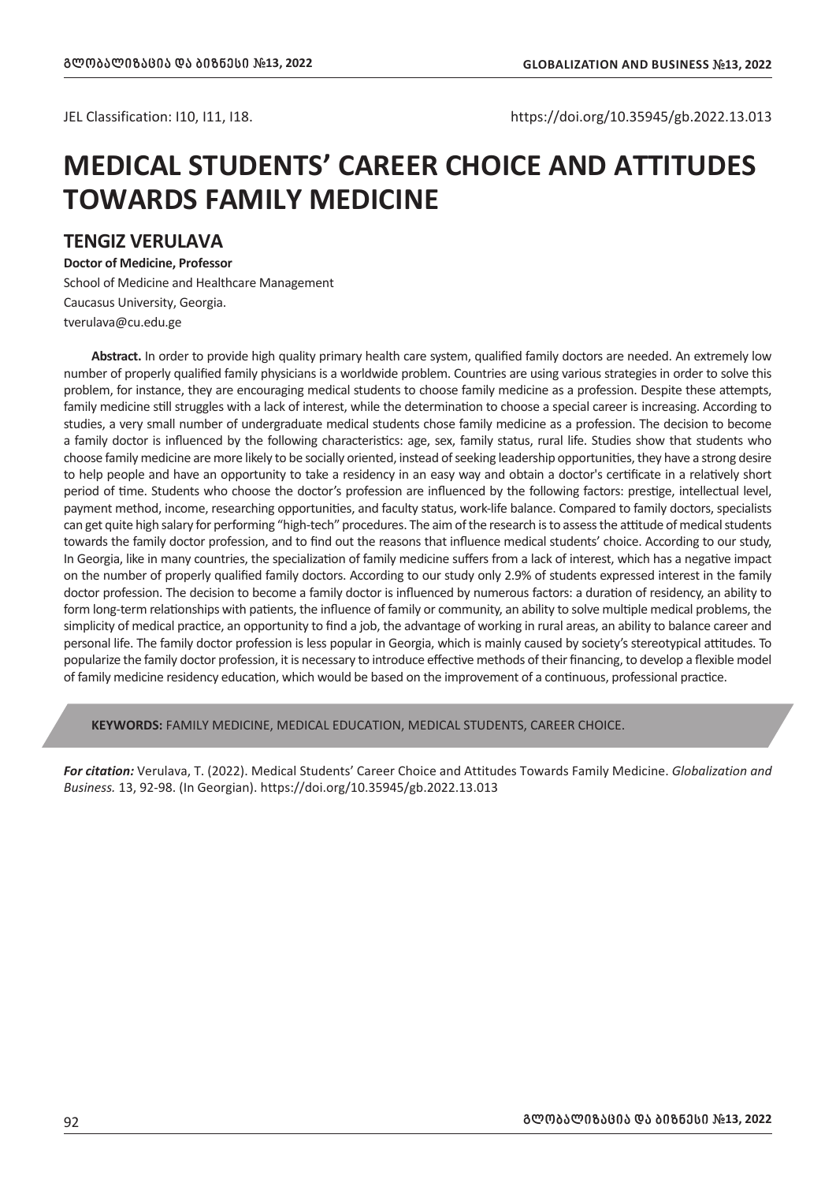JEL Classification: I10, I11, I18.

https://doi.org/10.35945/gb.2022.13.013

# MEDICAL STUDENTS' CAREER CHOICE AND ATTITUDES TOWARDS FAMILY MEDICINE

## TENGIZ VERULAVA

**Doctor of Medicine, Professor**

School of Medicine and Healthcare Management

Caucasus University, Georgia.

tverulava@cu.edu.ge

**Abstract.** In order to provide high quality primary health care system, qualified family doctors are needed. An extremely low number of properly qualified family physicians is a worldwide problem. Countries are using various strategies in order to solve this problem, for instance, they are encouraging medical students to choose family medicine as a profession. Despite these attempts, family medicine still struggles with a lack of interest, while the determination to choose a special career is increasing. According to studies, a very small number of undergraduate medical students chose family medicine as a profession. The decision to become a family doctor is influenced by the following characteristics: age, sex, family status, rural life. Studies show that students who choose family medicine are more likely to be socially oriented, instead of seeking leadership opportunities, they have a strong desire to help people and have an opportunity to take a residency in an easy way and obtain a doctor's certificate in a relatively short period of time. Students who choose the doctor's profession are influenced by the following factors: prestige, intellectual level, payment method, income, researching opportunities, and faculty status, work-life balance. Compared to family doctors, specialists can get quite high salary for performing "high-tech" procedures. The aim of the research is to assess the attitude of medical students towards the family doctor profession, and to find out the reasons that influence medical students' choice. According to our study, In Georgia, like in many countries, the specialization of family medicine suffers from a lack of interest, which has a negative impact on the number of properly qualified family doctors. According to our study only 2.9% of students expressed interest in the family doctor profession. The decision to become a family doctor is influenced by numerous factors: a duration of residency, an ability to form long-term relationships with patients, the influence of family or community, an ability to solve multiple medical problems, the simplicity of medical practice, an opportunity to find a job, the advantage of working in rural areas, an ability to balance career and personal life. The family doctor profession is less popular in Georgia, which is mainly caused by society's stereotypical attitudes. To popularize the family doctor profession, it is necessary to introduce effective methods of their financing, to develop a flexible model of family medicine residency education, which would be based on the improvement of a continuous, professional practice.

**KEYWORDS:** FAMILY MEDICINE, MEDICAL EDUCATION, MEDICAL STUDENTS, CAREER CHOICE.

***For citation:*** Verulava, T. (2022). Medical Students' Career Choice and Attitudes Towards Family Medicine. *Globalization and Business.* 13, 92-98. (In Georgian). https://doi.org/10.35945/gb.2022.13.013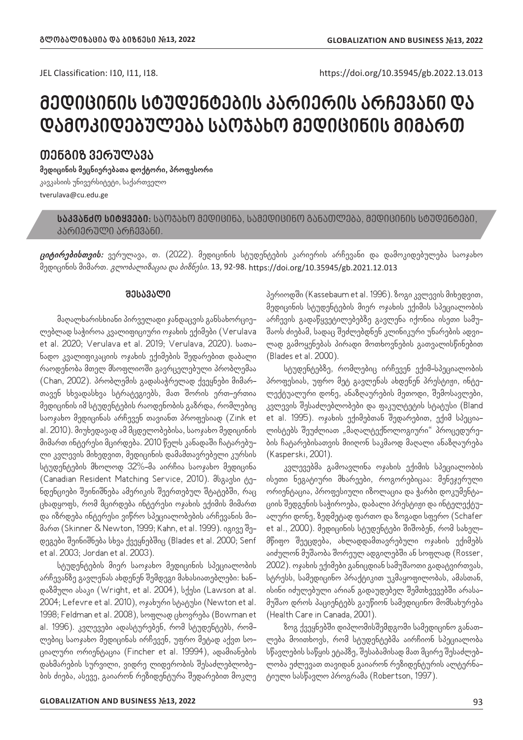JEL Classification: I10, I11, I18.

https://doi.org/10.35945/gb.2022.13.013

# მედიცინის სტუდენტების კარიერის არჩევანი და დამოკიდებულება საოჯახო მედიცინის მიმართ

## თენგიზ ვერულავა

**მედიცინის მეცნიერებათა დოქტორი, პროფესორი**

კავკასიის უნივერსიტეტი, საქართველო

tverulava@cu.edu.ge

**საკვანძო სიტყვები:** საოჯახო მედიცინა, სამედიცინო განათლება, მედიცინის სტუდენტები, კარიერული არჩევანი.

***ციტირებისთვის:*** ვერულავა, თ. (2022). მედიცინის სტუდენტების კარიერის არჩევანი და დამოკიდებულება საოჯახო მედიცინის მიმართ. *გლობალიზაცია და ბიზნესი.* 13, 92-98. https://doi.org/10.35945/gb.2021.12.013

### შესავალი

მაღალხარისხიანი პირველადი ჯანდაცვის განსახორციელებლად საჭიროა კვალიფიციური ოჯახის ექიმები (Verulava et al. 2020; Verulava et al. 2019; Verulava, 2020). სათანადო კვალიფიკაციის ოჯახის ექიმების შედარებით დაბალი რაოდენობა მთელ მსოფლიოში გავრცელებული პრობლემაა (Chan, 2002). პრობლემის გადასაჭრელად ქვეყნები მიმართავენ სხვადასხვა სტრატეგიებს, მათ შორის ერთ-ერთია მედიცინის იმ სტუდენტების რაოდენობის გაზრდა, რომლებიც საოჯახო მედიცინას არჩევენ თავიანთ პროფესიად (Zink et al. 2010). მიუხედავად ამ მცდელობებისა, საოჯახო მედიცინის მიმართ ინტერესი მცირდება. 2010 წელს კანადაში ჩატარებული კვლევის მიხედვით, მედიცინის დამამთავრებელი კურსის სტუდენტების მხოლოდ 32%-მა აირჩია საოჯახო მედიცინა (Canadian Resident Matching Service, 2010). მსგავსი ტენდენციები შეინიშნება ამერიკის შეერთებულ შტატებში, რაც ცხადყოფს, რომ მცირდება ინტერესი ოჯახის ექიმის მიმართ და იზრდება ინტერესი ვიწრო სპეციალობების არჩევანის მიმართ (Skinner & Newton, 1999; Kahn, et al. 1999). იგივე შედეგები შეინიშნება სხვა ქვეყნებშიც (Blades et al. 2000; Senf et al. 2003; Jordan et al. 2003).

სტუდენტების მიერ საოჯახო მედიცინის სპეციალობის არჩევანზე გავლენას ახდენენ შემდეგი მახასიათებლები: ხანდაზმული ასაკი (Wright, et al. 2004), სქესი (Lawson at al. 2004; Lefevre et al. 2010), ოჯახური სტატუსი (Newton et al. 1998; Feldman et al. 2008), სოფლად ცხოვრება (Bowman et al. 1996). კვლევები ადასტურებენ, რომ სტუდენტებს, რომლებიც საოჯახო მედიცინას ირჩევენ, უფრო მეტად აქვთ სოციალური ორიენტაცია (Fincher et al. 19994), ადამიანების დახმარების სურვილი, ვიდრე ლიდერობის შესაძლებლობების ძიება, ასევე, გაიარონ რეზიდენტურა შედარებით მოკლე პერიოდში (Kassebaum et al. 1996). ზოგი კვლევის მიხედვით, მედიცინის სტუდენტების მიერ ოჯახის ექიმის სპეციალობის არჩევის გადაწყვეტილებებზე გავლენა იქონია ისეთი სამუშაოს ძიებამ, სადაც შეძლებდნენ კლინიკური უნარების ადვილად გამოყენებას პირადი მოთხოვნების გათვალისწინებით (Blades et al. 2000).

სტუდენტებზე, რომლებიც ირჩევენ ექიმ-სპეციალობის პროფესიას, უფრო მეტ გავლენას ახდენენ პრესტიჟი, ინტელექტუალური დონე, ანაზღაურების მეთოდი, შემოსავლები, კვლევის შესაძლებლობები და ფაკულტეტის სტატუსი (Bland et al. 1995). ოჯახის ექიმებთან შედარებით, ექიმ სპეციალისტებს შეუძლიათ „მაღალტექნოლოგიური" პროცედურების ჩატარებისათვის მიიღონ საკმაოდ მაღალი ანაზღაურება (Kasperski, 2001).

კვლევებმა გამოავლინა ოჯახის ექიმის სპეციალობის ისეთი ნეგატიური მხარეები, როგორებიცაა: მენეჯერული ორიენტაცია, პროფესიული იზოლაცია და ჭარბი დოკუმენტაციის შედგენის საჭიროება, დაბალი პრესტიჟი და ინტელექტუალური დონე, ზედმეტად ფართო და ზოგადი სფერო (Schafer et al., 2000). მედიცინის სტუდენტები შიშობენ, რომ სახელმწიფო შეეცდება, ახლადდამთავრებული ოჯახის ექიმებს აიძულონ მუშაობა შორეულ ადგილებში ან სოფლად (Rosser, 2002). ოჯახის ექიმები განიცდიან სამუშაოთი გადატვირთვას, სტრესს, სამედიცინო პრაქტიკით უკმაყოფილობას, ამასთან, ისინი იძულებული არიან გადაუდებელ შემთხვევებში არასამუშაო დროს პაციენტებს გაუწიონ სამედიცინო მომსახურება (Health Care in Canada, 2001).

ზოგ ქვეყნებში დიპლომისშემდგომი სამედიცინო განათლება მოითხოვს, რომ სტუდენტებმა აირჩიონ სპეციალობა სწავლების საწყის ეტაპზე, შესაბამისად მათ მცირე შესაძლებლობა ეძლევათ თავიდან გაიარონ რეზიდენტურის ალტერნატიული სასწავლო პროგრამა (Robertson, 1997).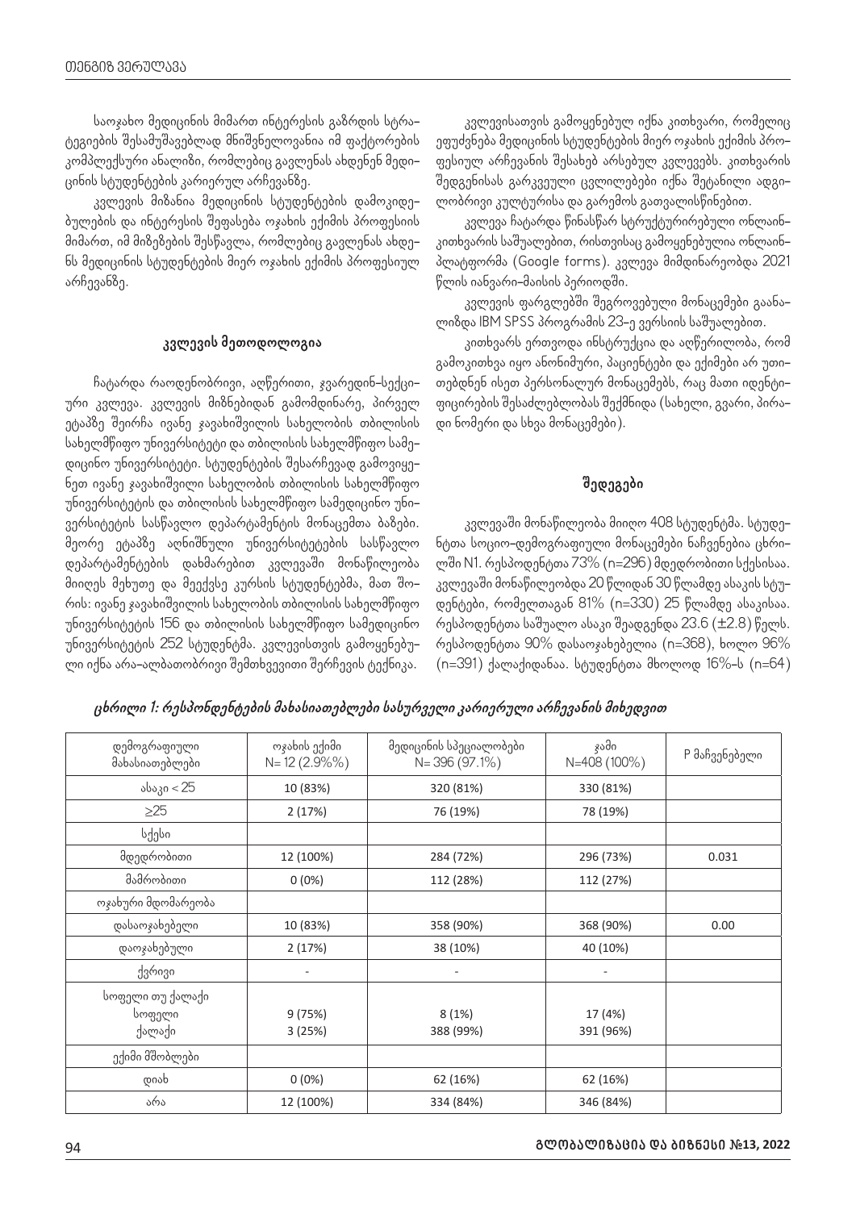საოჯახო მედიცინის მიმართ ინტერესის გაზრდის სტრა-ტეგიების შესამუშავებლად მნიშვნელოვანია იმ ფაქტორების კომპლექსური ანალიზი, რომლებიც გავლენას ახდენენ მედი-ცინის სტუდენტების კარიერულ არჩევანზე.

კვლევის მიზანია მედიცინის სტუდენტების დამოკიდე-ბულების და ინტერესის შეფასება ოჯახის ექიმის პროფესიის მიმართ, იმ მიზეზების შესწავლა, რომლებიც გავლენას ახდე-ნს მედიცინის სტუდენტების მიერ ოჯახის ექიმის პროფესიულ არჩევანზე.

### კვლევის მეთოდოლოგია

ჩატარდა რაოდენობრივი, აღწერითი, ჯვარედინ-სექცი-ური კვლევა. კვლევის მიზნებიდან გამომდინარე, პირველ ეტაპზე შეირჩა ივანე ჯავახიშვილის სახელობის თბილისის სახელმწიფო უნივერსიტეტი და თბილისის სახელმწიფო სამე-დიცინო უნივერსიტეტი. სტუდენტების შესარჩევად გამოვიყე-ნეთ ივანე ჯავახიშვილი სახელობის თბილისის სახელმწიფო უნივერსიტეტის და თბილისის სახელმწიფო სამედიცინო უნი-ვერსიტეტის სასწავლო დეპარტამენტის მონაცემთა ბაზები. მეორე ეტაპზე აღნიშნული უნივერსიტეტების სასწავლო დეპარტამენტების დახმარებით კვლევაში მონაწილეობა მიიღეს მეხუთე და მეექვსე კურსის სტუდენტებმა, მათ შო-რის: ივანე ჯავახიშვილის სახელობის თბილისის სახელმწიფო უნივერსიტეტის 156 და თბილისის სახელმწიფო სამედიცინო უნივერსიტეტის 252 სტუდენტმა. კვლევისთვის გამოყენებუ-ლი იქნა არა-ალბათობრივი შემთხვევითი შერჩევის ტექნიკა.

კვლევისათვის გამოყენებულ იქნა კითხვარი, რომელიც ეფუძვნება მედიცინის სტუდენტების მიერ ოჯახის ექიმის პრო-ფესიულ არჩევანის შესახებ არსებულ კვლევებს. კითხვარის შედგენისას გარკვეული ცვლილებები იქნა შეტანილი ადგი-ლობრივი კულტურისა და გარემოს გათვალისწინებით.

კვლევა ჩატარდა წინასწარ სტრუქტურირებული ონლაინ-კითხვარის საშუალებით, რისთვისაც გამოყენებულია ონლაინ-პლატფორმა (Google forms). კვლევა მიმდინარეობდა 2021 წლის იანვარი-მაისის პერიოდში.

კვლევის ფარგლებში შეგროვებული მონაცემები გაანა-ლიზდა IBM SPSS პროგრამის 23-ე ვერსიის საშუალებით.

კითხვარს ერთვოდა ინსტრუქცია და აღწერილობა, რომ გამოკითხვა იყო ანონიმური, პაციენტები და ექიმები არ უთი-თებდნენ ისეთ პერსონალურ მონაცემებს, რაც მათი იდენტი-ფიცირების შესაძლებლობას შექმნიდა (სახელი, გვარი, პირა-დი ნომერი და სხვა მონაცემები).

### შედეგები

კვლევაში მონაწილეობა მიიღო 408 სტუდენტმა. სტუდე-ნტთა სოციო-დემოგრაფიული მონაცემები ნაჩვენებია ცხრი-ლში N1. რესპოდენტთა 73% (n=296) მდედრობითი სქესისაა. კვლევაში მონაწილეობდა 20 წლიდან 30 წლამდე ასაკის სტუ-დენტები, რომელთაგან 81% (n=330) 25 წლამდე ასაკისაა. რესპოდენტთა საშუალო ასაკი შეადგენდა 23.6 (±2.8) წელს. რესპოდენტთა 90% დასაოჯახებელია (n=368), ხოლო 96% (n=391) ქალაქიდანაა. სტუდენტთა მხოლოდ 16%-ს (n=64)

*ცხრილი 1: რესპონდენტების მახასიათებლები სასურველი კარიერული არჩევანის მიხედვით*

| დემოგრაფიული მახასიათებლები | ოჯახის ექიმი N= 12 (2.9%%) | მედიცინის სპეციალობები N= 396 (97.1%) | ჯამი N=408 (100%) | P მაჩვენებელი |
|---|---|---|---|---|
| ასაკი < 25 | 10 (83%) | 320 (81%) | 330 (81%) | |
| ≥25 | 2 (17%) | 76 (19%) | 78 (19%) | |
| სქესი | | | | |
| მდედრობითი | 12 (100%) | 284 (72%) | 296 (73%) | 0.031 |
| მამრობითი | 0 (0%) | 112 (28%) | 112 (27%) | |
| ოჯახური მდომარეობა | | | | |
| დასაოჯახებელი | 10 (83%) | 358 (90%) | 368 (90%) | 0.00 |
| დაოჯახებული | 2 (17%) | 38 (10%) | 40 (10%) | |
| ქვრივი | - | - | - | |
| სოფელი თუ ქალაქი<br>სოფელი<br>ქალაქი | 9 (75%)<br>3 (25%) | 8 (1%)<br>388 (99%) | 17 (4%)<br>391 (96%) | |
| ექიმი მშობლები | | | | |
| დიახ | 0 (0%) | 62 (16%) | 62 (16%) | |
| არა | 12 (100%) | 334 (84%) | 346 (84%) | |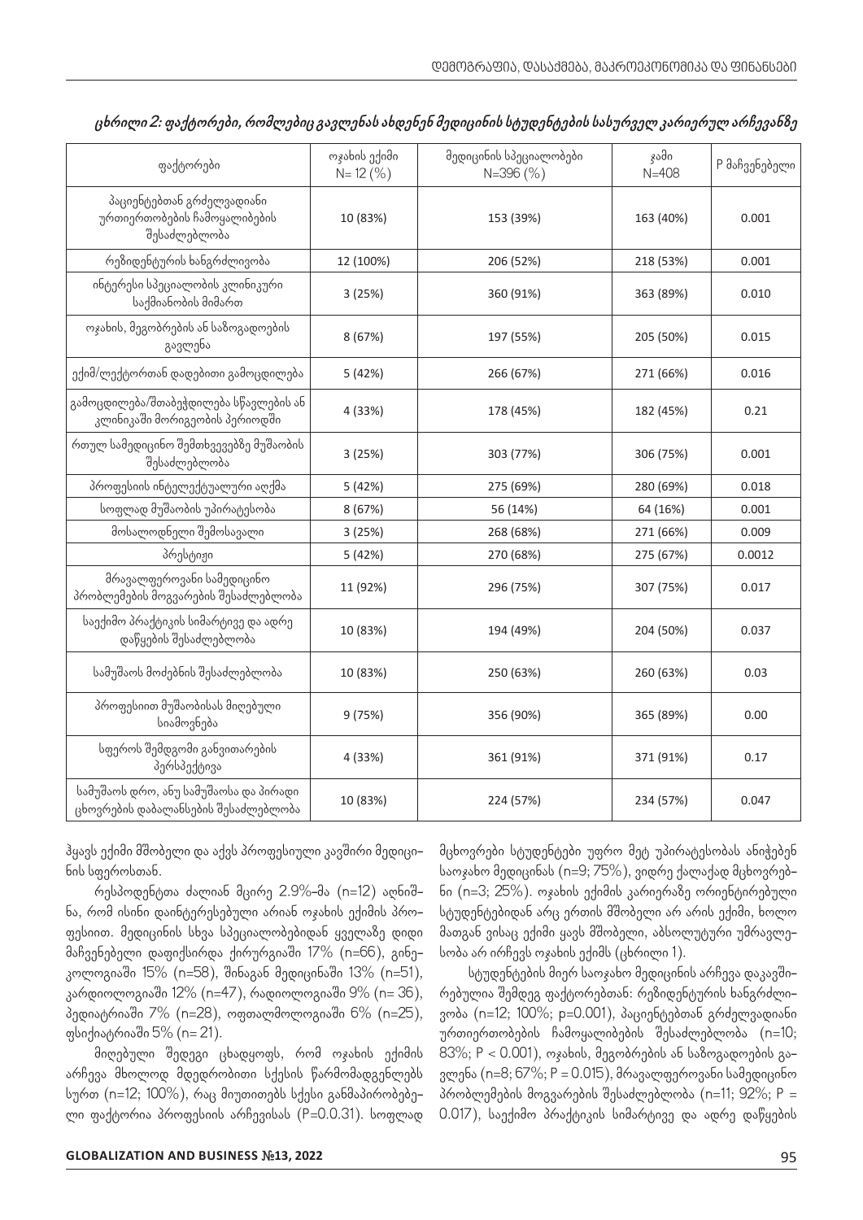*ცხრილი 2: ფაქტორები, რომლებიც გავლენას ახდენენ მედიცინის სტუდენტების სასურველ კარიერულ არჩევანზე*

| ფაქტორები | ოჯახის ექიმი N= 12 (%) | მედიცინის სპეციალობები N=396 (%) | ჯამი N=408 | P მაჩვენებელი |
|---|---|---|---|---|
| პაციენტებთან გრძელვადიანი ურთიერთობების ჩამოყალიბების შესაძლებლობა | 10 (83%) | 153 (39%) | 163 (40%) | 0.001 |
| რეზიდენტურის ხანგრძლივობა | 12 (100%) | 206 (52%) | 218 (53%) | 0.001 |
| ინტერესი სპეციალობის კლინიკური საქმიანობის მიმართ | 3 (25%) | 360 (91%) | 363 (89%) | 0.010 |
| ოჯახის, მეგობრების ან საზოგადოების გავლენა | 8 (67%) | 197 (55%) | 205 (50%) | 0.015 |
| ექიმ/ლექტორთან დადებითი გამოცდილება | 5 (42%) | 266 (67%) | 271 (66%) | 0.016 |
| გამოცდილება/შთაბეჭდილება სწავლების ან კლინიკაში მორიგეობის პერიოდში | 4 (33%) | 178 (45%) | 182 (45%) | 0.21 |
| რთულ სამედიცინო შემთხვევებზე მუშაობის შესაძლებლობა | 3 (25%) | 303 (77%) | 306 (75%) | 0.001 |
| პროფესიის ინტელექტუალური აღქმა | 5 (42%) | 275 (69%) | 280 (69%) | 0.018 |
| სოფლად მუშაობის უპირატესობა | 8 (67%) | 56 (14%) | 64 (16%) | 0.001 |
| მოსალოდნელი შემოსავალი | 3 (25%) | 268 (68%) | 271 (66%) | 0.009 |
| პრესტიჟი | 5 (42%) | 270 (68%) | 275 (67%) | 0.0012 |
| მრავალფეროვანი სამედიცინო პრობლემების მოგვარების შესაძლებლობა | 11 (92%) | 296 (75%) | 307 (75%) | 0.017 |
| საექიმო პრაქტიკის სიმარტივე და ადრე დაწყების შესაძლებლობა | 10 (83%) | 194 (49%) | 204 (50%) | 0.037 |
| სამუშაოს მოძებნის შესაძლებლობა | 10 (83%) | 250 (63%) | 260 (63%) | 0.03 |
| პროფესიით მუშაობისას მიღებული სიამოვნება | 9 (75%) | 356 (90%) | 365 (89%) | 0.00 |
| სფეროს შემდგომი განვითარების პერსპექტივა | 4 (33%) | 361 (91%) | 371 (91%) | 0.17 |
| სამუშაოს დრო, ანუ სამუშაოსა და პირადი ცხოვრების დაბალანსების შესაძლებლობა | 10 (83%) | 224 (57%) | 234 (57%) | 0.047 |

ჰყავს ექიმი მშობელი და აქვს პროფესიული კავშირი მედიცინის სფეროსთან.

რესპონდენტთა ძალიან მცირე 2.9%-მა (n=12) აღნიშნა, რომ ისინი დაინტერესებული არიან ოჯახის ექიმის პროფესიით. მედიცინის სხვა სპეციალობებიდან ყველაზე დიდი მაჩვენებელი დაფიქსირდა ქირურგიაში 17% (n=66), გინეკოლოგიაში 15% (n=58), შინაგან მედიცინაში 13% (n=51), კარდიოლოგიაში 12% (n=47), რადიოლოგიაში 9% (n= 36), პედიატრიაში 7% (n=28), ოფთალმოლოგიაში 6% (n=25), ფსიქიატრიაში 5% (n= 21).

მიღებული შედეგი ცხადყოფს, რომ ოჯახის ექიმის არჩევა მხოლოდ მდედრობითი სქესის წარმომადგენლებს სურთ (n=12; 100%), რაც მიუთითებს სქესი განმაპირობებელი ფაქტორია პროფესიის არჩევისას (P=0.0.31). სოფლად მცხოვრები სტუდენტები უფრო მეტ უპირატესობას ანიჭებენ საოჯახო მედიცინას (n=9; 75%), ვიდრე ქალაქად მცხოვრებნი (n=3; 25%). ოჯახის ექიმის კარიერაზე ორიენტირებული სტუდენტებიდან არც ერთის მშობელი არ არის ექიმი, ხოლო მათგან ვისაც ექიმი ყავს მშობელი, აბსოლუტური უმრავლესობა არ ირჩევს ოჯახის ექიმს (ცხრილი 1).

სტუდენტების მიერ საოჯახო მედიცინის არჩევა დაკავშირებულია შემდეგ ფაქტორებთან: რეზიდენტურის ხანგრძლივობა (n=12; 100%; p=0.001), პაციენტებთან გრძელვადიანი ურთიერთობების ჩამოყალიბების შესაძლებლობა (n=10; 83%; P < 0.001), ოჯახის, მეგობრების ან საზოგადოების გავლენა (n=8; 67%; P = 0.015), მრავალფეროვანი სამედიცინო პრობლემების მოგვარების შესაძლებლობა (n=11; 92%; P = 0.017), საექიმო პრაქტიკის სიმარტივე და ადრე დაწყების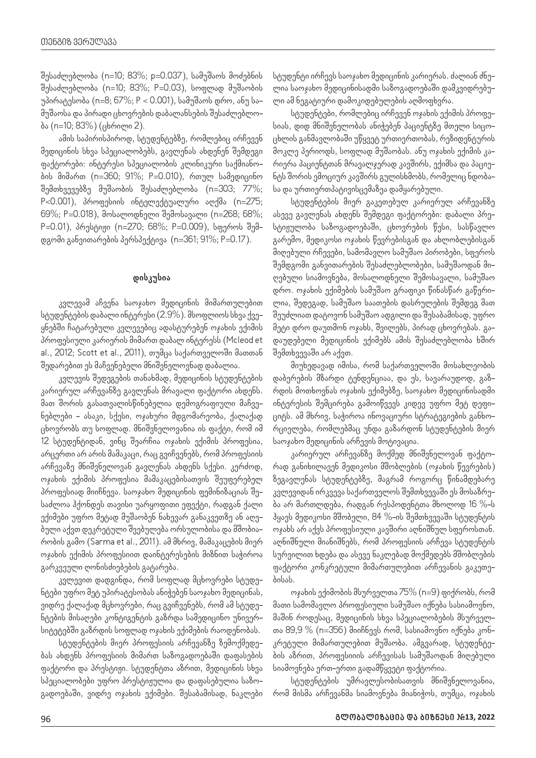შესაძლებლობა (n=10; 83%; p=0.037), სამუშაოს მოძებნის შესაძლებლობა (n=10; 83%; P=0.03), სოფლად მუშაობის უპირატესობა (n=8; 67%; P < 0.001), სამუშაო დრო, ანუ სამუშაოსა და პირადი ცხოვრების დაბალანსების შესაძლებლობა (n=10; 83%) (ცხრილი 2).

ამის საპირისპიროდ, სტუდენტებზე, რომლებიც ირჩევენ მედიცინის სხვა სპეციალობებს, გავლენას ახდენენ შემდეგი ფაქტორები: ინტერესი სპეციალობის კლინიკური საქმიანობის მიმართ (n=360; 91%; P=0.010), რთულ სამედიცინო შემთხვევებზე მუშაობის შესაძლებლობა (n=303; 77%; P<0.001), პროფესიის ინტელექტუალური აღქმა (n=275; 69%; P=0.018), მოსალოდნელი შემოსავალი (n=268; 68%; P=0.01), პრესტიჟი (n=270; 68%; P=0.009), სფეროს შემდგომი განვითარების პერსპექტივა (n=361; 91%; P=0.17).

## დისკუსია

კვლევამ აჩვენა საოჯახო მედიცინის მიმართულებით სტუდენტების დაბალი ინტერესი (2.9%). მსოფლიოს სხვა ქვეყნებში ჩატარებული კვლევებიც ადასტურებენ ოჯახის ექიმის პროფესიული კარიერის მიმართ დაბალ ინტერესს (Mcleod et al., 2012; Scott et al., 2011), თუმცა საქართველოში მათთან შედარებით ეს მაჩვენებელი მნიშვნელოვნად დაბალია.

კვლევის შედეგების თანახმად, მედიცინის სტუდენტების კარიერულ არჩევანზე გავლენას მრავალი ფაქტორი ახდენს. მათ შორის გასათვალისწინებელია დემოგრაფიული მაჩვენებლები – ასაკი, სქესი, ოჯახური მდგომარეობა, ქალაქად ცხოვრობს თუ სოფლად. მნიშვნელოვანია ის ფაქტი, რომ იმ 12 სტუდენტიდან, ვინც შეარჩია ოჯახის ექიმის პროფესია, არცერთი არ არის მამაკაცი, რაც გვიჩვენებს, რომ პროფესიის არჩევაზე მნიშვნელოვან გავლენას ახდენს სქესი. კერძოდ, ოჯახის ექიმის პროფესია მამაკაცებისათვის შეუფერებელ პროფესიად მიიჩნევა. საოჯახო მედიცინის ფემინიზაციას შესაძლოა ჰქონდეს თავისი უარყოფითი ეფექტი, რადგან ქალი ექიმები უფრო მეტად მუშაობენ ნახევარ განაკვეთზე ან აღებული აქვთ დეკრეტული შვებულება ორსულობისა და მშობიარობის გამო (Sarma et al., 2011). ამ მხრივ, მამაკაცების მიერ ოჯახის ექიმის პროფესიით დაინტერესების მიზნით საჭიროა გარკვეული ღონისძიებების გატარება.

კვლევით დადგინდა, რომ სოფლად მცხოვრები სტუდენტები უფრო მეტ უპირატესობას ანიჭებენ საოჯახო მედიცინას, ვიდრე ქალაქად მცხოვრები, რაც გვიჩვენებს, რომ ამ სტუდენტების მისაღები კონტიგენტის გაზრდა სამედიცინო უნივერსიტეტებში გაზრდის სოფლად ოჯახის ექიმების რაოდენობას.

სტუდენტების მიერ პროფესიის არჩევანზე ზემოქმედებას ახდენს პროფესიის მიმართ საზოგადოებაში დაფასების ფაქტორი და პრესტიჟი. სტუდენტთა აზრით, მედიცინის სხვა სპეციალობები უფრო პრესტიჟულია და დაფასებულია საზოგადოებაში, ვიდრე ოჯახის ექიმები. შესაბამისად, ნაკლები სტუდენტი ირჩევს საოჯახო მედიცინის კარიერას. ძალიან ძნელია საოჯახო მედიცინისადმი საზოგადოებაში დამკვიდრებული ამ ნეგატიური დამოკიდებულების აღმოფხვრა.

სტუდენტები, რომლებიც ირჩევენ ოჯახის ექიმის პროფესიას, დიდ მნიშვნელობას ანიჭებენ პაციენტზე მთელი სიცოცხლის განმავლობაში უწყვეტ ურთიერთობას, რეზიდენტურის მოკლე პერიოდს, სოფლად მუშაობას. ანუ ოჯახის ექიმის კარიერა პაციენტთან მრავალჯერად კავშირს, ექიმსა და პაციენტს შორის ემოციურ კავშირს გულისხმობს, რომელიც ნდობასა და ურთიერთპატივისცემაზეა დამყარებული.

სტუდენტების მიერ გაკეთებულ კარიერულ არჩევანზე ასევე გავლენას ახდენს შემდეგი ფაქტორები: დაბალი პრესტიჟულობა საზოგადოებაში, ცხოვრების წესი, სასწავლო გარემო, მედიკოსი ოჯახის წევრებისგან და ახლობლებისგან მიღებული რჩევები, სამომავლო სამუშაო პირობები, სფეროს შემდგომი განვითარების შესაძლებლობები, სამუშაოდან მიღებული სიამოვნება, მოსალოდნელი შემოსავალი, სამუშაო დრო. ოჯახის ექიმების სამუშაო გრაფიკი წინასწარ გაწერილია, შედეგად, სამუშაო საათების დასრულების შემდეგ მათ შეუძლიათ დატოვონ სამუშაო ადგილი და შესაბამისად, უფრო მეტი დრო დაუთმონ ოჯახს, შვილებს, პირად ცხოვრებას. გადაუდებელი მედიცინის ექიმებს ამის შესაძლებლობა ხშირ შემთხვევაში არ აქვთ.

მიუხედავად იმისა, რომ საქართველოში მოსახლეობის დაბერების მზარდი ტენდენციაა, და ეს, სავარაუდოდ, გაზრდის მოთხოვნას ოჯახის ექიმებზე, საოჯახო მედიცინისადმი ინტერესის შემცირება გამოიწვევს კიდევ უფრო მეტ დეფიციტს. ამ მხრივ, საჭიროა ინოვაციური სტრატეგიების განხორციელება, რომლებმაც უნდა გაზარდონ სტუდენტების მიერ საოჯახო მედიცინის არჩევის მოტივაცია.

კარიერულ არჩევანზე მოქმედ მნიშვნელოვან ფაქტორად განიხილავენ მედიკოსი მშობლების (ოჯახის წევრების) ზეგავლენას სტუდენტებზე, მაგრამ როგორც წინამდებარე კვლევიდან ირკვევა საქართველოს შემთხვევაში ეს მოსაზრება არ მართლდება, რადგან რესპოდენტთა მხოლოდ 16 %-ს ჰყავს მედიკოსი მშობელი, 84 %-ის შემთხვევაში სტუდენტის ოჯახს არ აქვს პროფესიული კავშირი აღნიშნულ სფეროსთან. აღნიშნული მიანიშნებს, რომ პროფესიის არჩევა სტუდენტის სურვილით ხდება და ასევე ნაკლებად მოქმედებს მშობლების ფაქტორი კონკრეტული მიმართულებით არჩევანის გაკეთებისას.

ოჯახის ექიმობის მსურველთა 75% (n=9) ფიქრობს, რომ მათი სამომავლო პროფესიული სამუშაო იქნება სასიამოვნო, მაშინ როდესაც, მედიცინის სხვა სპეციალობების მსურველთა 89,9 % (n=356) მიიჩნევს რომ, სასიამოვნო იქნება კონკრეტული მიმართულებით მუშაობა. ამგვარად, სტუდენტების აზრით, პროფესიის არჩევისას სამუშაოდან მიღებული სიამოვნება ერთ-ერთი გადამწყვეტი ფაქტორია.

სტუდენტების უმრავლესობისათვის მნიშვნელოვანია, რომ მისმა არჩევანმა სიამოვნება მიანიჭოს, თუმცა, ოჯახის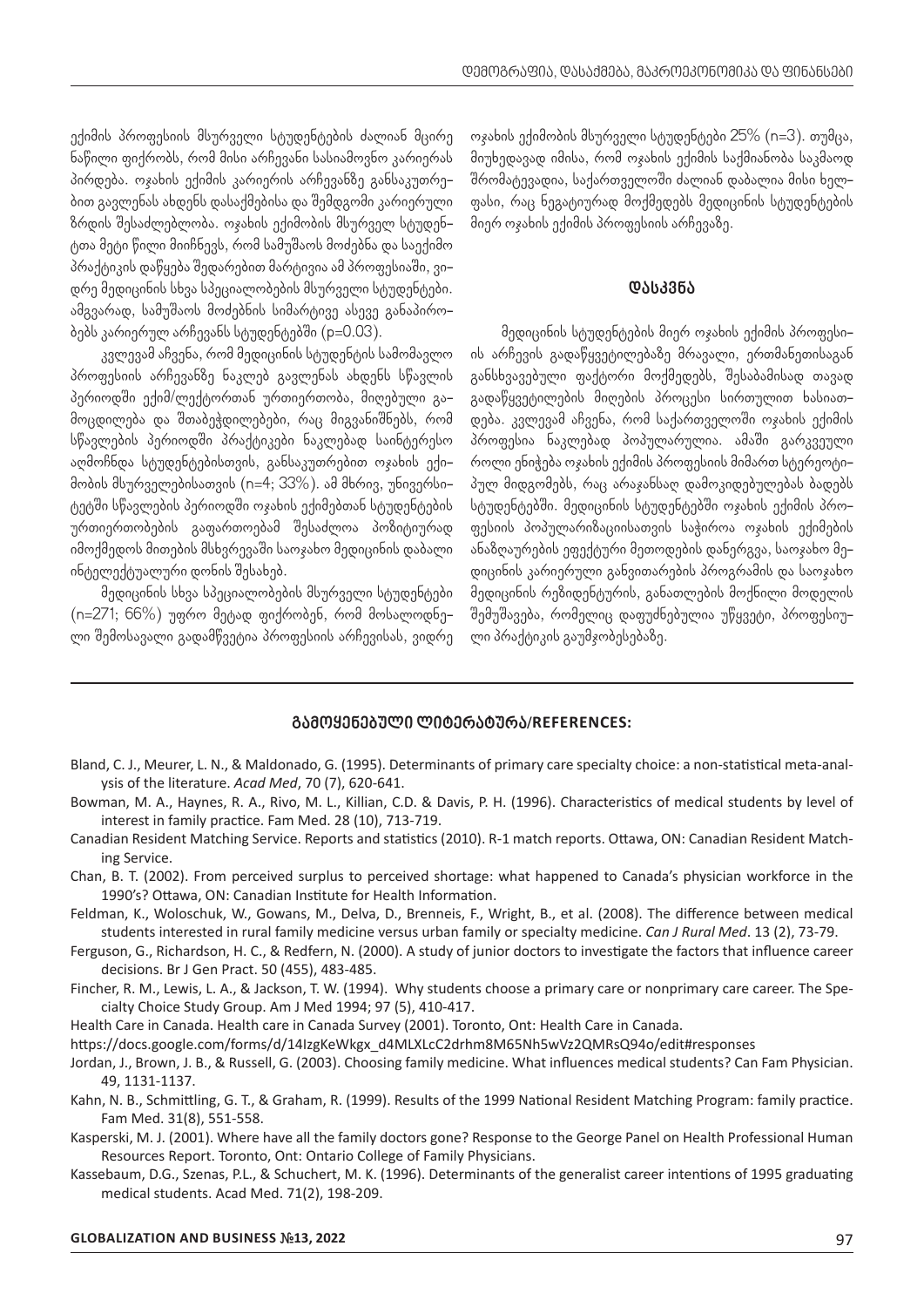ექიმის პროფესიის მსურველი სტუდენტების ძალიან მცირე ნაწილი ფიქრობს, რომ მისი არჩევანი სასიამოვნო კარიერას პირდება. ოჯახის ექიმის კარიერის არჩევანზე განსაკუთრებით გავლენას ახდენს დასაქმებისა და შემდგომი კარიერული ზრდის შესაძლებლობა. ოჯახის ექიმობის მსურველ სტუდენტთა მეტი წილი მიიჩნევს, რომ სამუშაოს მოძებნა და საექიმო პრაქტიკის დაწყება შედარებით მარტივია ამ პროფესიაში, ვიდრე მედიცინის სხვა სპეციალობების მსურველი სტუდენტები. ამგვარად, სამუშაოს მოძებნის სიმარტივე ასევე განაპირობებს კარიერულ არჩევანს სტუდენტებში (p=0.03).

კვლევამ აჩვენა, რომ მედიცინის სტუდენტის სამომავლო პროფესიის არჩევანზე ნაკლებ გავლენას ახდენს სწავლის პერიოდში ექიმ/ლექტორთან ურთიერთობა, მიღებული გამოცდილება და შთაბეჭდილებები, რაც მიგვანიშნებს, რომ სწავლების პერიოდში პრაქტიკები ნაკლებად საინტერესო აღმოჩნდა სტუდენტებისთვის, განსაკუთრებით ოჯახის ექიმობის მსურველებისათვის (n=4; 33%). ამ მხრივ, უნივერსიტეტში სწავლების პერიოდში ოჯახის ექიმებთან სტუდენტების ურთიერთობების გაფართოებამ შესაძლოა პოზიტიურად იმოქმედოს მითების მსხვრევაში საოჯახო მედიცინის დაბალი ინტელექტუალური დონის შესახებ.

მედიცინის სხვა სპეციალობების მსურველი სტუდენტები (n=271; 66%) უფრო მეტად ფიქრობენ, რომ მოსალოდნელი შემოსავალი გადამწყვეტია პროფესიის არჩევისას, ვიდრე ოჯახის ექიმობის მსურველი სტუდენტები 25% (n=3). თუმცა, მიუხედავად იმისა, რომ ოჯახის ექიმის საქმიანობა საკმაოდ შრომატევადია, საქართველოში ძალიან დაბალია მისი ხელფასი, რაც ნეგატიურად მოქმედებს მედიცინის სტუდენტების მიერ ოჯახის ექიმის პროფესიის არჩევაზე.

## დასკვნა

მედიცინის სტუდენტების მიერ ოჯახის ექიმის პროფესიის არჩევის გადაწყვეტილებაზე მრავალი, ერთმანეთისაგან განსხვავებული ფაქტორი მოქმედებს, შესაბამისად თავად გადაწყვეტილების მიღების პროცესი სირთულით ხასიათდება. კვლევამ აჩვენა, რომ საქართველოში ოჯახის ექიმის პროფესია ნაკლებად პოპულარულია. ამაში გარკვეული როლი ენიჭება ოჯახის ექიმის პროფესიის მიმართ სტერეოტიპულ მიდგომებს, რაც არაჯანსაღ დამოკიდებულებას ბადებს სტუდენტებში. მედიცინის სტუდენტებში ოჯახის ექიმის პროფესიის პოპულარიზაციისათვის საჭიროა ოჯახის ექიმების ანაზღაურების ეფექტური მეთოდების დანერგვა, საოჯახო მედიცინის კარიერული განვითარების პროგრამის და საოჯახო მედიცინის რეზიდენტურის, განათლების მოქნილი მოდელის შემუშავება, რომელიც დაფუძნებულია უწყვეტი, პროფესიული პრაქტიკის გაუმჯობესებაზე.

## გამოყენებული ლიტერატურა/REFERENCES:

Bland, C. J., Meurer, L. N., & Maldonado, G. (1995). Determinants of primary care specialty choice: a non-statistical meta-analysis of the literature. *Acad Med*, 70 (7), 620-641.

Bowman, M. A., Haynes, R. A., Rivo, M. L., Killian, C.D. & Davis, P. H. (1996). Characteristics of medical students by level of interest in family practice. Fam Med. 28 (10), 713-719.

Canadian Resident Matching Service. Reports and statistics (2010). R-1 match reports. Ottawa, ON: Canadian Resident Matching Service.

Chan, B. T. (2002). From perceived surplus to perceived shortage: what happened to Canada's physician workforce in the 1990's? Ottawa, ON: Canadian Institute for Health Information.

Feldman, K., Woloschuk, W., Gowans, M., Delva, D., Brenneis, F., Wright, B., et al. (2008). The difference between medical students interested in rural family medicine versus urban family or specialty medicine. *Can J Rural Med*. 13 (2), 73-79.

Ferguson, G., Richardson, H. C., & Redfern, N. (2000). A study of junior doctors to investigate the factors that influence career decisions. Br J Gen Pract. 50 (455), 483-485.

Fincher, R. M., Lewis, L. A., & Jackson, T. W. (1994). Why students choose a primary care or nonprimary care career. The Specialty Choice Study Group. Am J Med 1994; 97 (5), 410-417.

Health Care in Canada. Health care in Canada Survey (2001). Toronto, Ont: Health Care in Canada.

https://docs.google.com/forms/d/14IzgKeWkgx_d4MLXLcC2drhm8M65Nh5wVz2QMRsQ94o/edit#responses

Jordan, J., Brown, J. B., & Russell, G. (2003). Choosing family medicine. What influences medical students? Can Fam Physician. 49, 1131-1137.

Kahn, N. B., Schmittling, G. T., & Graham, R. (1999). Results of the 1999 National Resident Matching Program: family practice. Fam Med. 31(8), 551-558.

Kasperski, M. J. (2001). Where have all the family doctors gone? Response to the George Panel on Health Professional Human Resources Report. Toronto, Ont: Ontario College of Family Physicians.

Kassebaum, D.G., Szenas, P.L., & Schuchert, M. K. (1996). Determinants of the generalist career intentions of 1995 graduating medical students. Acad Med. 71(2), 198-209.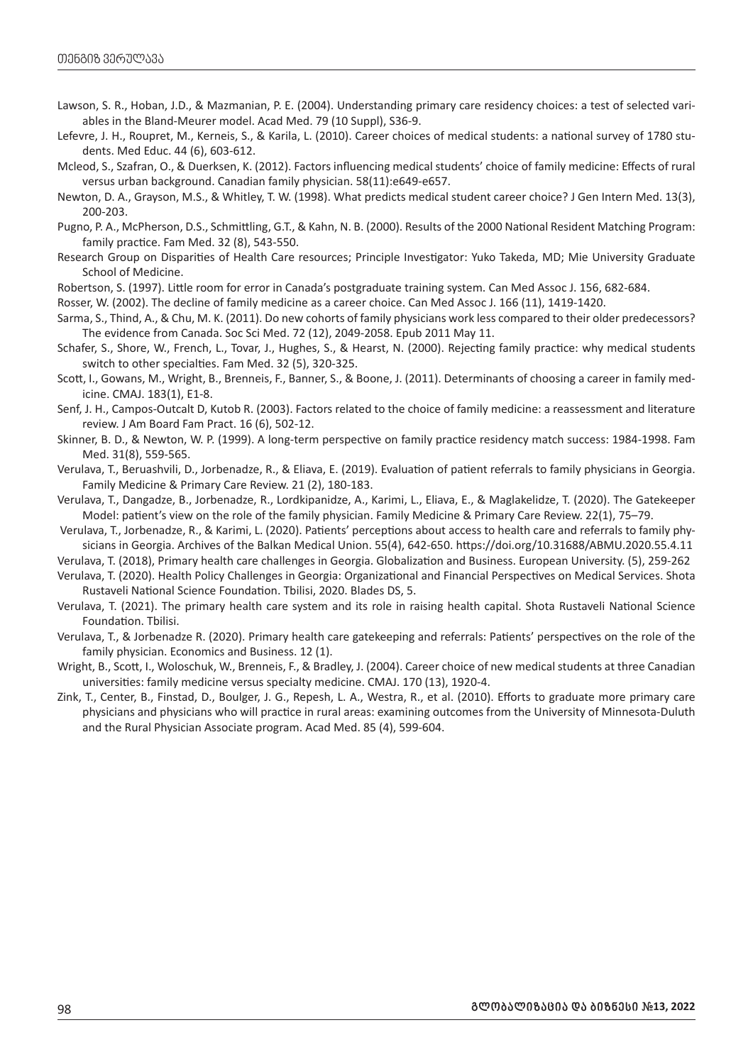Lawson, S. R., Hoban, J.D., & Mazmanian, P. E. (2004). Understanding primary care residency choices: a test of selected variables in the Bland-Meurer model. Acad Med. 79 (10 Suppl), S36-9.

Lefevre, J. H., Roupret, M., Kerneis, S., & Karila, L. (2010). Career choices of medical students: a national survey of 1780 students. Med Educ. 44 (6), 603-612.

Mcleod, S., Szafran, O., & Duerksen, K. (2012). Factors influencing medical students' choice of family medicine: Effects of rural versus urban background. Canadian family physician. 58(11):e649-e657.

Newton, D. A., Grayson, M.S., & Whitley, T. W. (1998). What predicts medical student career choice? J Gen Intern Med. 13(3), 200-203.

Pugno, P. A., McPherson, D.S., Schmittling, G.T., & Kahn, N. B. (2000). Results of the 2000 National Resident Matching Program: family practice. Fam Med. 32 (8), 543-550.

Research Group on Disparities of Health Care resources; Principle Investigator: Yuko Takeda, MD; Mie University Graduate School of Medicine.

Robertson, S. (1997). Little room for error in Canada's postgraduate training system. Can Med Assoc J. 156, 682-684.

Rosser, W. (2002). The decline of family medicine as a career choice. Can Med Assoc J. 166 (11), 1419-1420.

Sarma, S., Thind, A., & Chu, M. K. (2011). Do new cohorts of family physicians work less compared to their older predecessors? The evidence from Canada. Soc Sci Med. 72 (12), 2049-2058. Epub 2011 May 11.

Schafer, S., Shore, W., French, L., Tovar, J., Hughes, S., & Hearst, N. (2000). Rejecting family practice: why medical students switch to other specialties. Fam Med. 32 (5), 320-325.

Scott, I., Gowans, M., Wright, B., Brenneis, F., Banner, S., & Boone, J. (2011). Determinants of choosing a career in family medicine. CMAJ. 183(1), E1-8.

Senf, J. H., Campos-Outcalt D, Kutob R. (2003). Factors related to the choice of family medicine: a reassessment and literature review. J Am Board Fam Pract. 16 (6), 502-12.

Skinner, B. D., & Newton, W. P. (1999). A long-term perspective on family practice residency match success: 1984-1998. Fam Med. 31(8), 559-565.

Verulava, T., Beruashvili, D., Jorbenadze, R., & Eliava, E. (2019). Evaluation of patient referrals to family physicians in Georgia. Family Medicine & Primary Care Review. 21 (2), 180-183.

Verulava, T., Dangadze, B., Jorbenadze, R., Lordkipanidze, A., Karimi, L., Eliava, E., & Maglakelidze, T. (2020). The Gatekeeper Model: patient's view on the role of the family physician. Family Medicine & Primary Care Review. 22(1), 75–79.

Verulava, T., Jorbenadze, R., & Karimi, L. (2020). Patients' perceptions about access to health care and referrals to family physicians in Georgia. Archives of the Balkan Medical Union. 55(4), 642-650. https://doi.org/10.31688/ABMU.2020.55.4.11

Verulava, T. (2018), Primary health care challenges in Georgia. Globalization and Business. European University. (5), 259-262

Verulava, T. (2020). Health Policy Challenges in Georgia: Organizational and Financial Perspectives on Medical Services. Shota Rustaveli National Science Foundation. Tbilisi, 2020. Blades DS, 5.

Verulava, T. (2021). The primary health care system and its role in raising health capital. Shota Rustaveli National Science Foundation. Tbilisi.

Verulava, T., & Jorbenadze R. (2020). Primary health care gatekeeping and referrals: Patients' perspectives on the role of the family physician. Economics and Business. 12 (1).

Wright, B., Scott, I., Woloschuk, W., Brenneis, F., & Bradley, J. (2004). Career choice of new medical students at three Canadian universities: family medicine versus specialty medicine. CMAJ. 170 (13), 1920-4.

Zink, T., Center, B., Finstad, D., Boulger, J. G., Repesh, L. A., Westra, R., et al. (2010). Efforts to graduate more primary care physicians and physicians who will practice in rural areas: examining outcomes from the University of Minnesota-Duluth and the Rural Physician Associate program. Acad Med. 85 (4), 599-604.